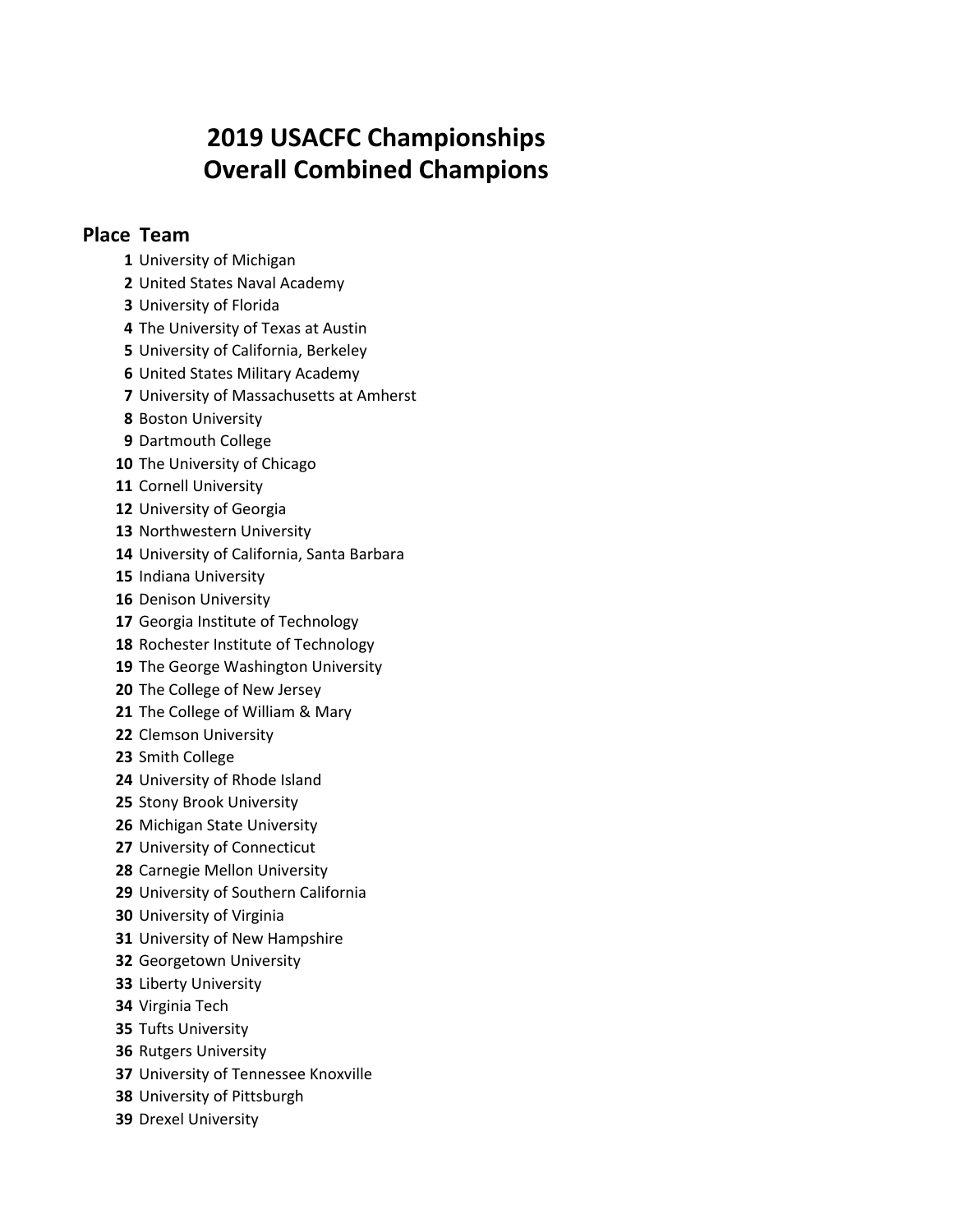# 2019 USACFC Championships
# Overall Combined Champions

| Place | Team |
|---|---|
| 1 | University of Michigan |
| 2 | United States Naval Academy |
| 3 | University of Florida |
| 4 | The University of Texas at Austin |
| 5 | University of California, Berkeley |
| 6 | United States Military Academy |
| 7 | University of Massachusetts at Amherst |
| 8 | Boston University |
| 9 | Dartmouth College |
| 10 | The University of Chicago |
| 11 | Cornell University |
| 12 | University of Georgia |
| 13 | Northwestern University |
| 14 | University of California, Santa Barbara |
| 15 | Indiana University |
| 16 | Denison University |
| 17 | Georgia Institute of Technology |
| 18 | Rochester Institute of Technology |
| 19 | The George Washington University |
| 20 | The College of New Jersey |
| 21 | The College of William & Mary |
| 22 | Clemson University |
| 23 | Smith College |
| 24 | University of Rhode Island |
| 25 | Stony Brook University |
| 26 | Michigan State University |
| 27 | University of Connecticut |
| 28 | Carnegie Mellon University |
| 29 | University of Southern California |
| 30 | University of Virginia |
| 31 | University of New Hampshire |
| 32 | Georgetown University |
| 33 | Liberty University |
| 34 | Virginia Tech |
| 35 | Tufts University |
| 36 | Rutgers University |
| 37 | University of Tennessee Knoxville |
| 38 | University of Pittsburgh |
| 39 | Drexel University |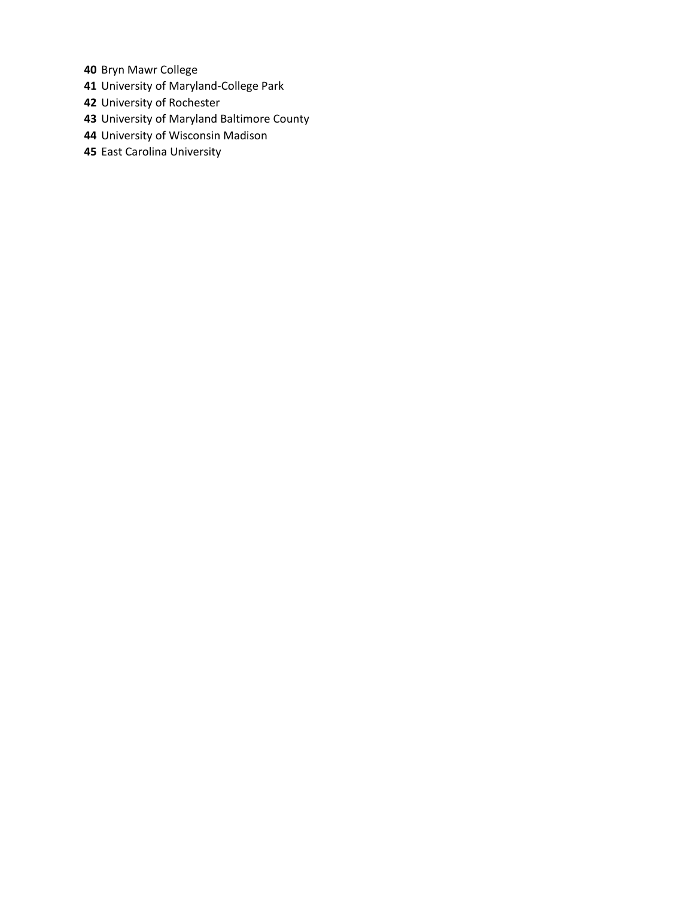**40** Bryn Mawr College
**41** University of Maryland-College Park
**42** University of Rochester
**43** University of Maryland Baltimore County
**44** University of Wisconsin Madison
**45** East Carolina University